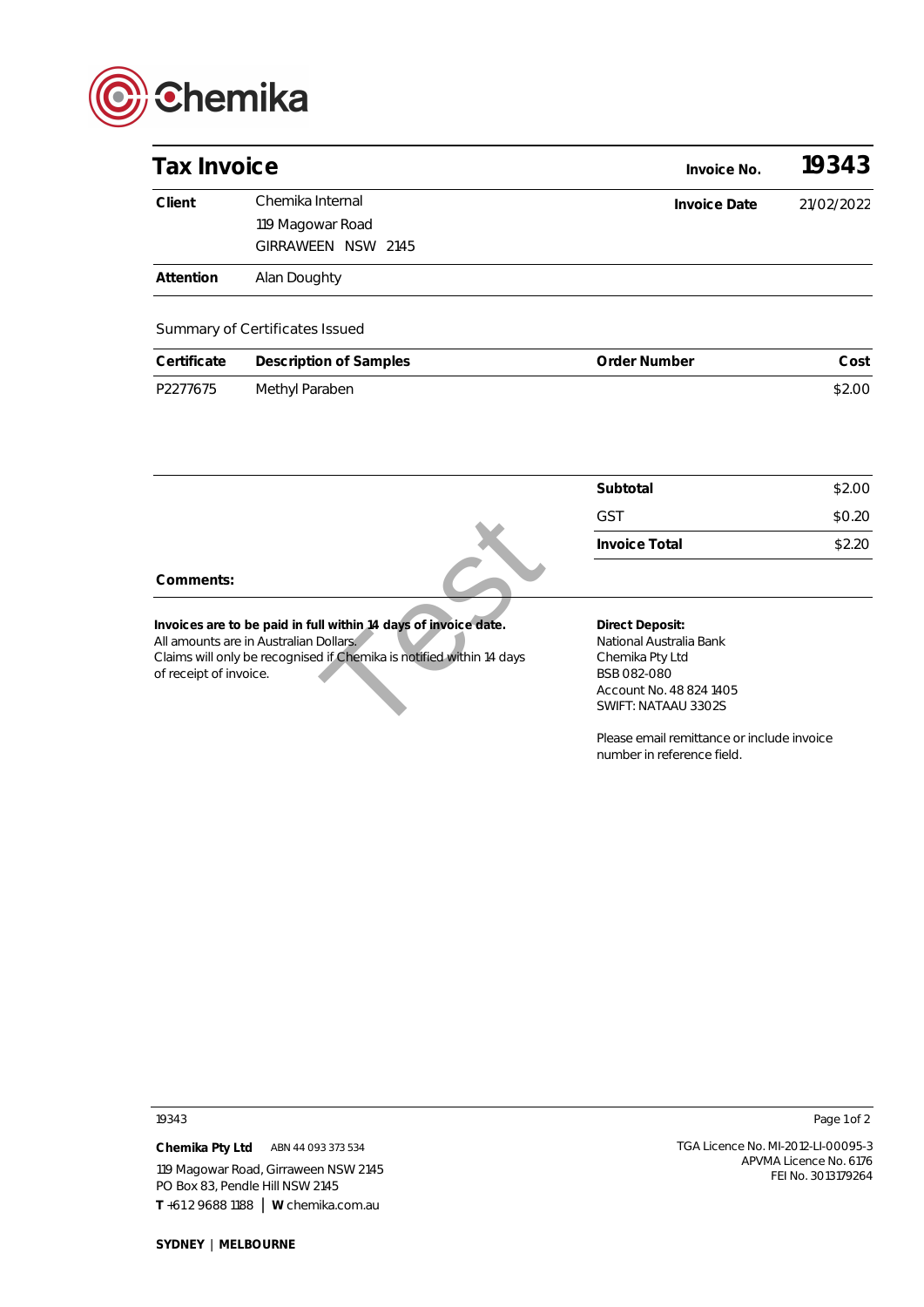Chemika

# Tax Invoice

| | | | |
|---|---|---|---|
| **Client** | Chemika Internal<br>119 Magowar Road<br>GIRRAWEEN NSW 2145 | **Invoice No.** | **19343** |
| | | **Invoice Date** | 21/02/2022 |
| **Attention** | Alan Doughty | | |

Summary of Certificates Issued

| Certificate | Description of Samples | Order Number | Cost |
|---|---|---|---|
| P2277675 | Methyl Paraben | | $2.00 |

| | |
|---|---|
| **Subtotal** | $2.00 |
| GST | $0.20 |
| **Invoice Total** | $2.20 |

Test

**Comments:**

**Invoices are to be paid in full within 14 days of invoice date.**
All amounts are in Australian Dollars.
Claims will only be recognised if Chemika is notified within 14 days of receipt of invoice.

**Direct Deposit:**
National Australia Bank
Chemika Pty Ltd
BSB 082-080
Account No. 48 824 1405
SWIFT: NATAAU 3302S

Please email remittance or include invoice number in reference field.

**Chemika Pty Ltd** ABN 44 093 373 534
119 Magowar Road, Girraween NSW 2145
PO Box 83, Pendle Hill NSW 2145
**T** +61 2 9688 1188 | **W** chemika.com.au

TGA Licence No. MI-2012-LI-00095-3
APVMA Licence No. 6176
FEI No. 3013179264

**SYDNEY** | **MELBOURNE**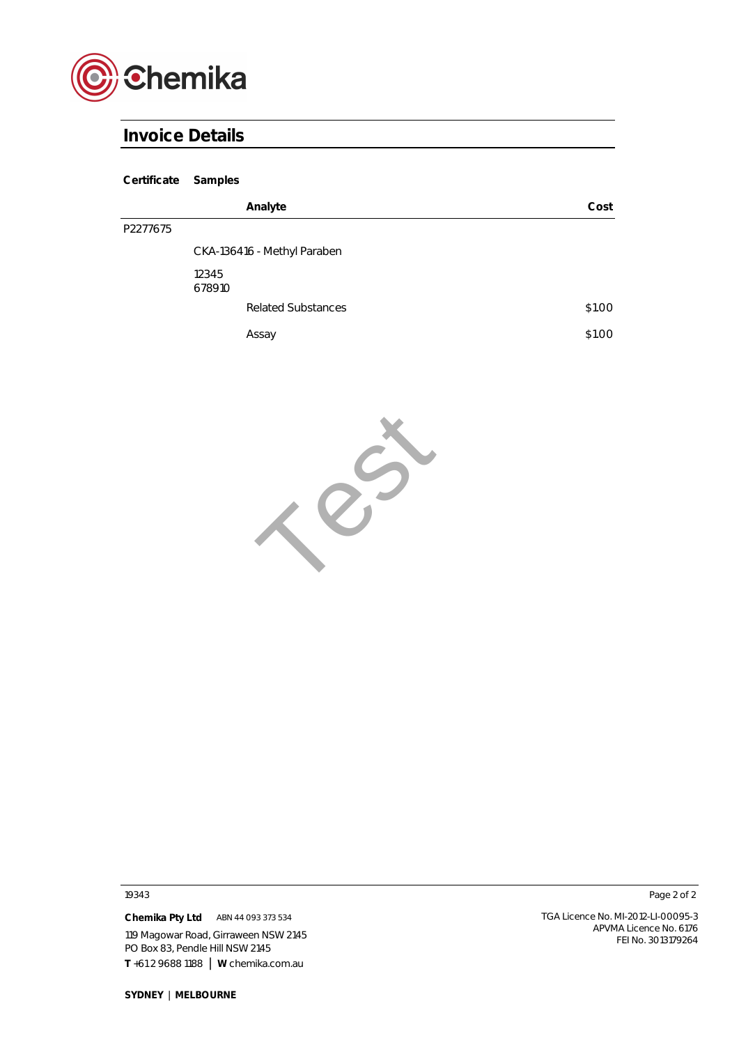## Invoice Details

| Certificate | Samples | Analyte | Cost |
|---|---|---|---|
| P2277675 | | | |
| | CKA-136416 - Methyl Paraben | | |
| | 12345 678910 | | |
| | | Related Substances | $1.00 |
| | | Assay | $1.00 |

Test

19343

**Chemika Pty Ltd** ABN 44 093 373 534

119 Magowar Road, Girraween NSW 2145
PO Box 83, Pendle Hill NSW 2145
**T** +61 2 9688 1188 | **W** chemika.com.au

TGA Licence No. MI-2012-LI-00095-3
APVMA Licence No. 6176
FEI No. 3013179264

**SYDNEY** | **MELBOURNE**